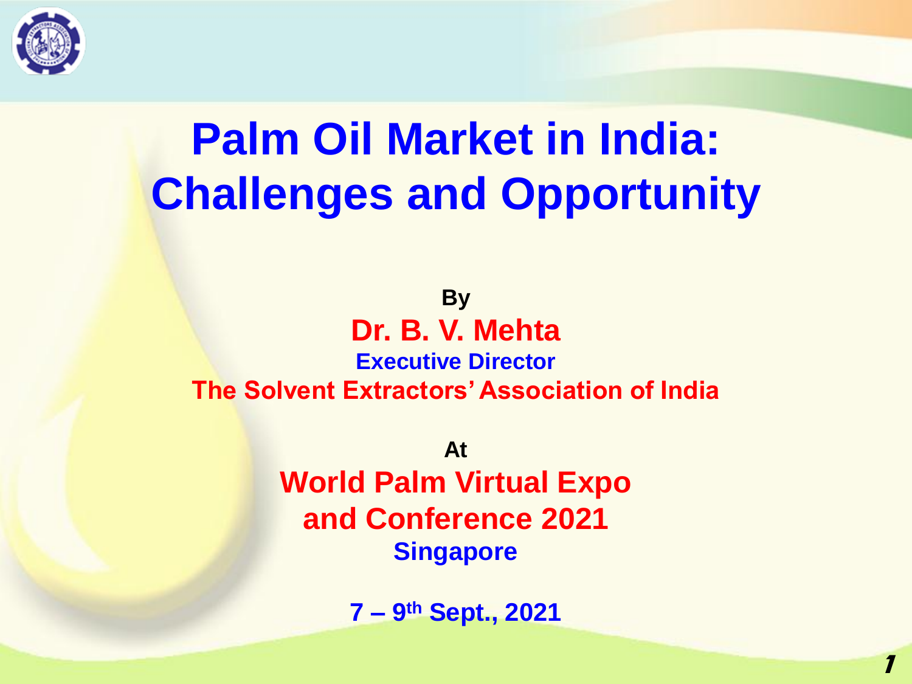# Palm Oil Market in India: Challenges and Opportunity

**By**

**Dr. B. V. Mehta**

**Executive Director**

**The Solvent Extractors' Association of India**

**At**

**World Palm Virtual Expo and Conference 2021**

**Singapore**

**7 – 9th Sept., 2021**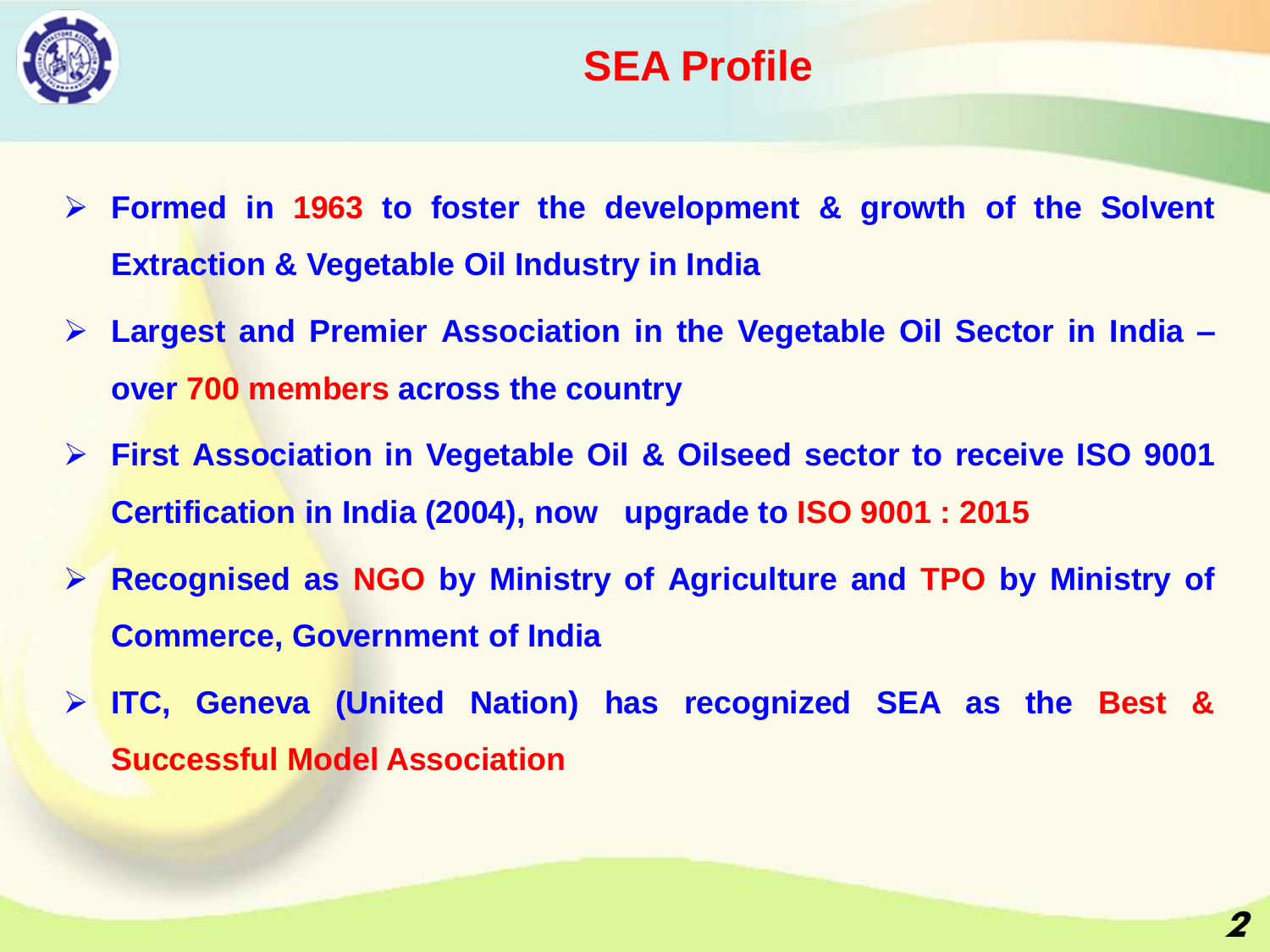# SEA Profile

- **Formed in 1963 to foster the development & growth of the Solvent Extraction & Vegetable Oil Industry in India**
- **Largest and Premier Association in the Vegetable Oil Sector in India – over 700 members across the country**
- **First Association in Vegetable Oil & Oilseed sector to receive ISO 9001 Certification in India (2004), now upgrade to ISO 9001 : 2015**
- **Recognised as NGO by Ministry of Agriculture and TPO by Ministry of Commerce, Government of India**
- **ITC, Geneva (United Nation) has recognized SEA as the Best & Successful Model Association**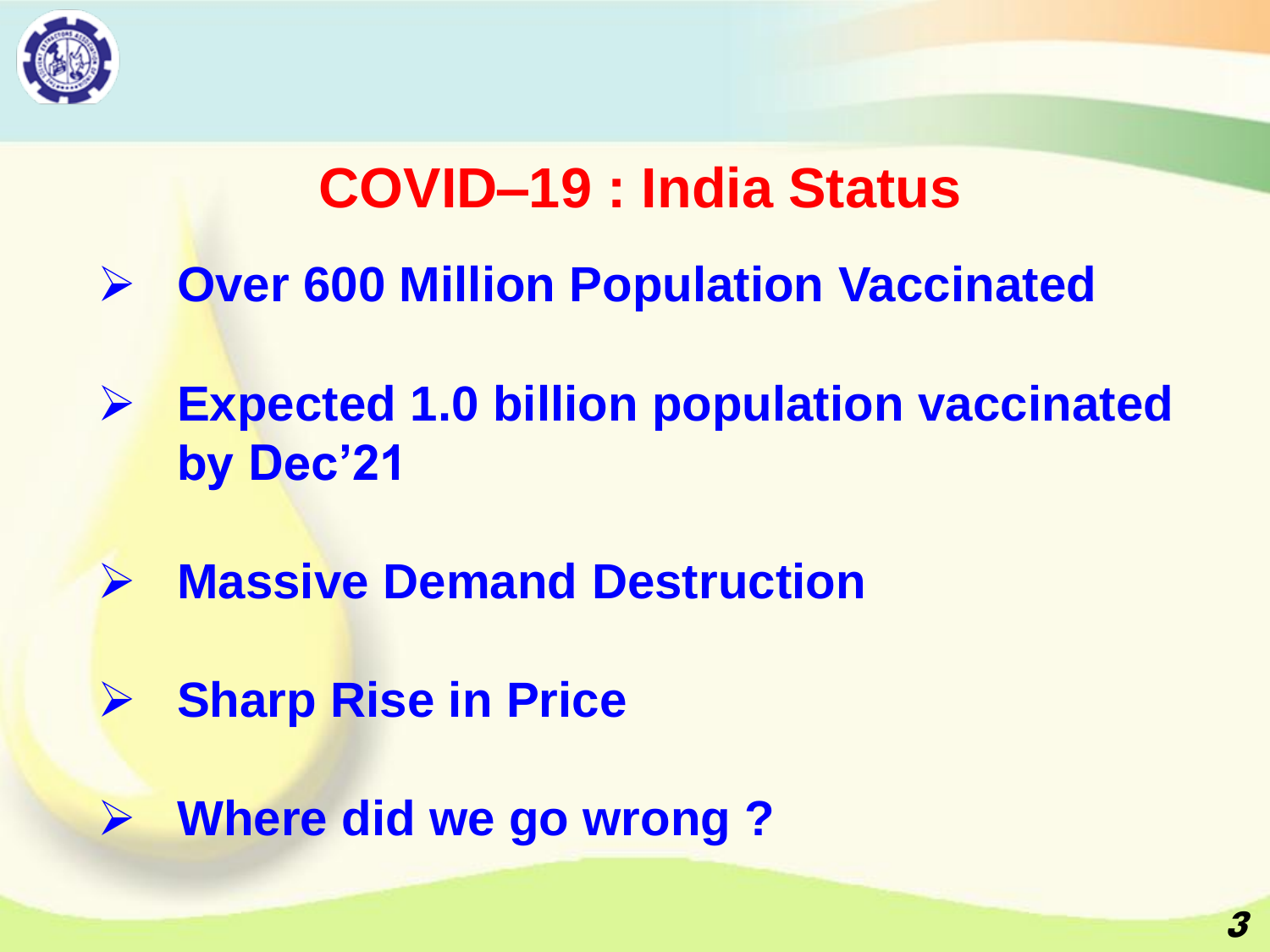# COVID–19 : India Status

- **Over 600 Million Population Vaccinated**
- **Expected 1.0 billion population vaccinated by Dec'21**
- **Massive Demand Destruction**
- **Sharp Rise in Price**
- **Where did we go wrong ?**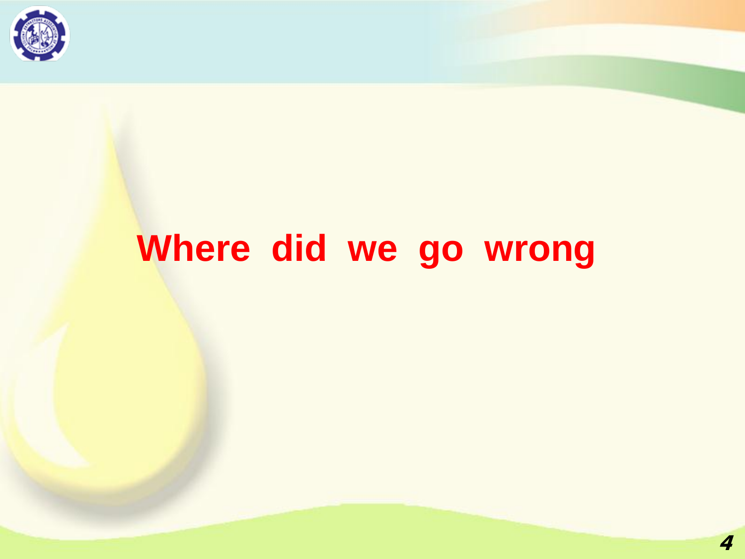# Where did we go wrong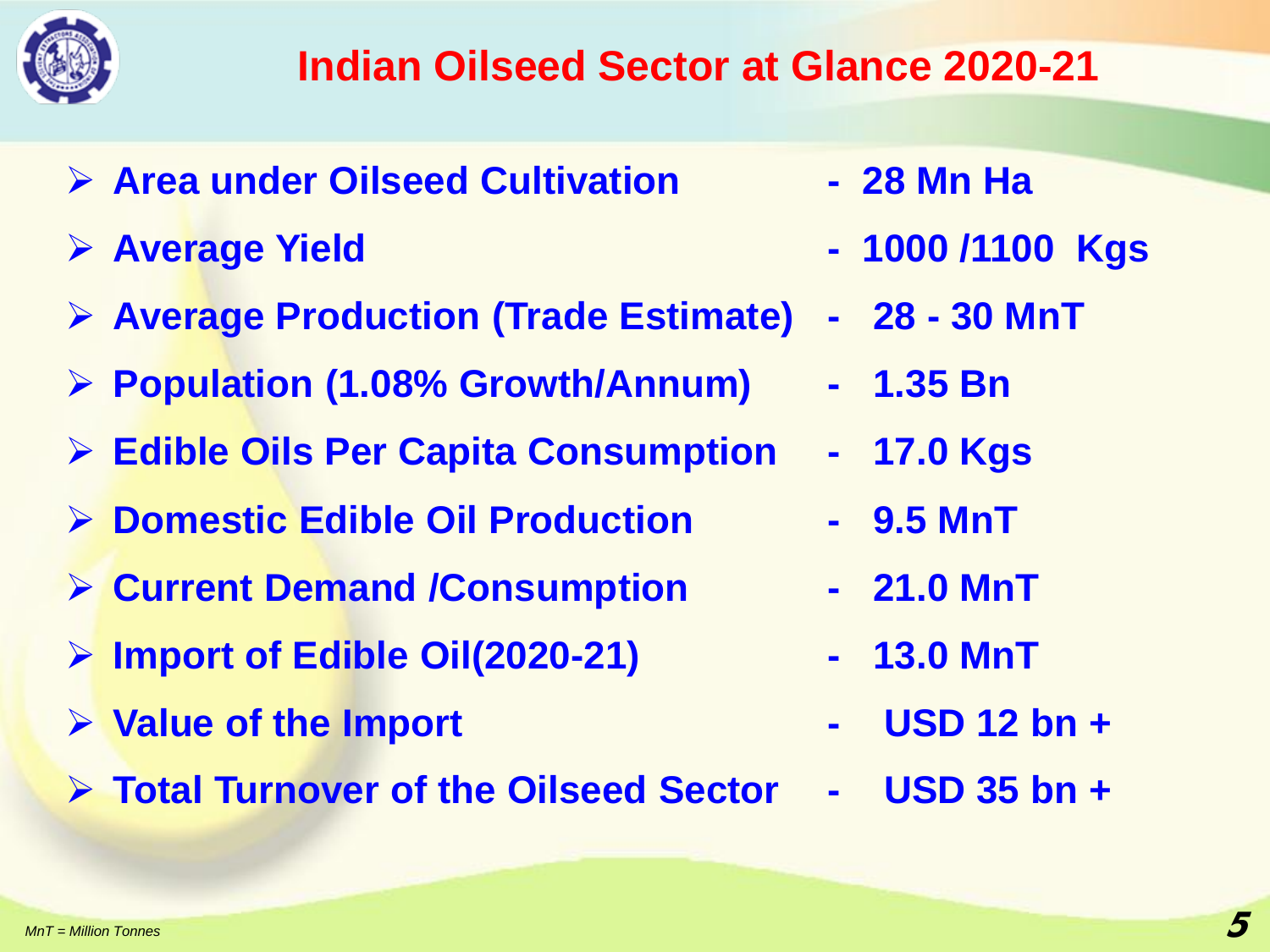# Indian Oilseed Sector at Glance 2020-21

- **Area under Oilseed Cultivation - 28 Mn Ha**
- **Average Yield - 1000 /1100 Kgs**
- **Average Production (Trade Estimate) - 28 - 30 MnT**
- **Population (1.08% Growth/Annum) - 1.35 Bn**
- **Edible Oils Per Capita Consumption - 17.0 Kgs**
- **Domestic Edible Oil Production - 9.5 MnT**
- **Current Demand /Consumption - 21.0 MnT**
- **Import of Edible Oil(2020-21) - 13.0 MnT**
- **Value of the Import - USD 12 bn +**
- **Total Turnover of the Oilseed Sector - USD 35 bn +**

*MnT = Million Tonnes*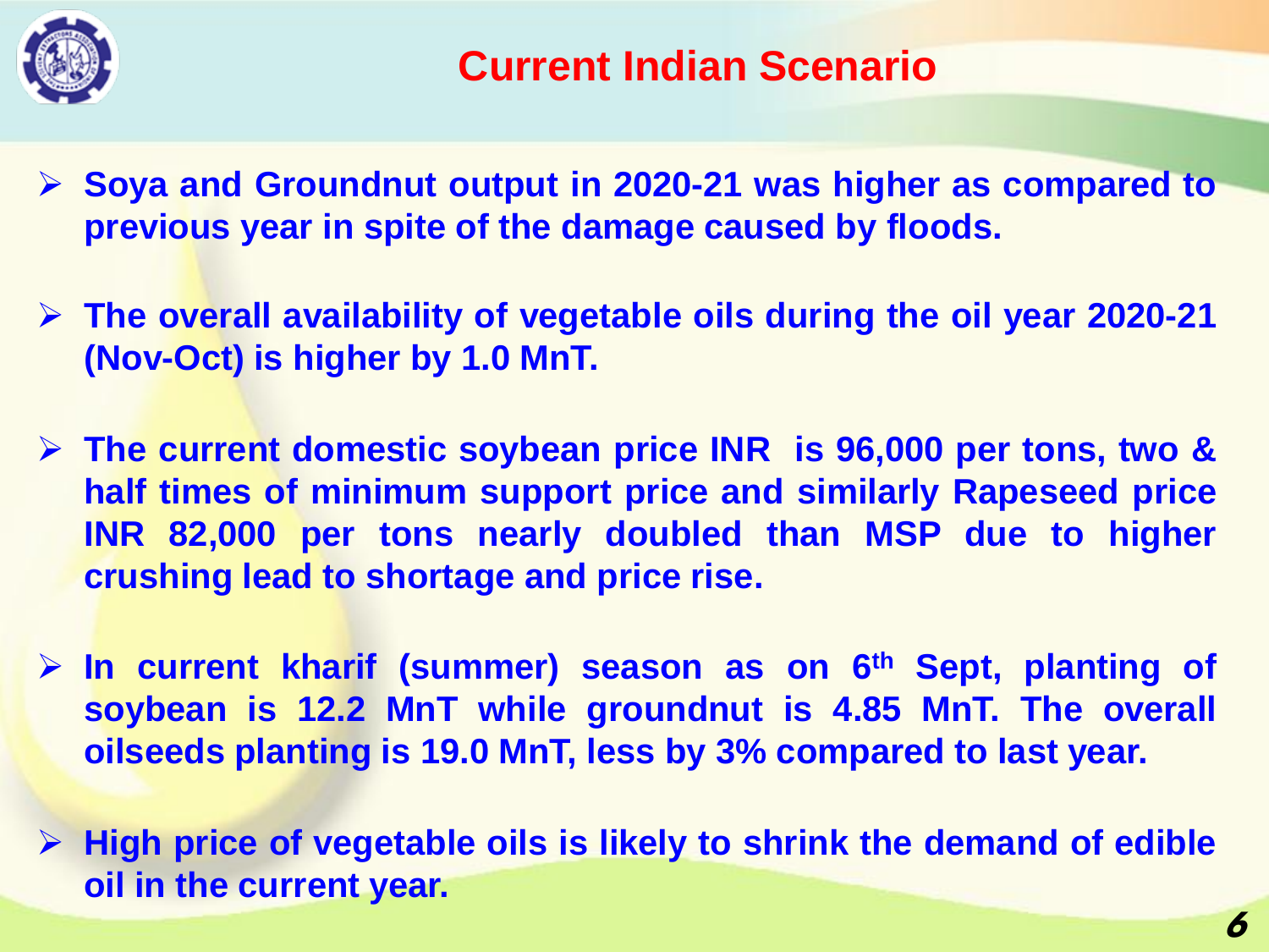# Current Indian Scenario

- **Soya and Groundnut output in 2020-21 was higher as compared to previous year in spite of the damage caused by floods.**

- **The overall availability of vegetable oils during the oil year 2020-21 (Nov-Oct) is higher by 1.0 MnT.**

- **The current domestic soybean price INR is 96,000 per tons, two & half times of minimum support price and similarly Rapeseed price INR 82,000 per tons nearly doubled than MSP due to higher crushing lead to shortage and price rise.**

- **In current kharif (summer) season as on 6th Sept, planting of soybean is 12.2 MnT while groundnut is 4.85 MnT. The overall oilseeds planting is 19.0 MnT, less by 3% compared to last year.**

- **High price of vegetable oils is likely to shrink the demand of edible oil in the current year.**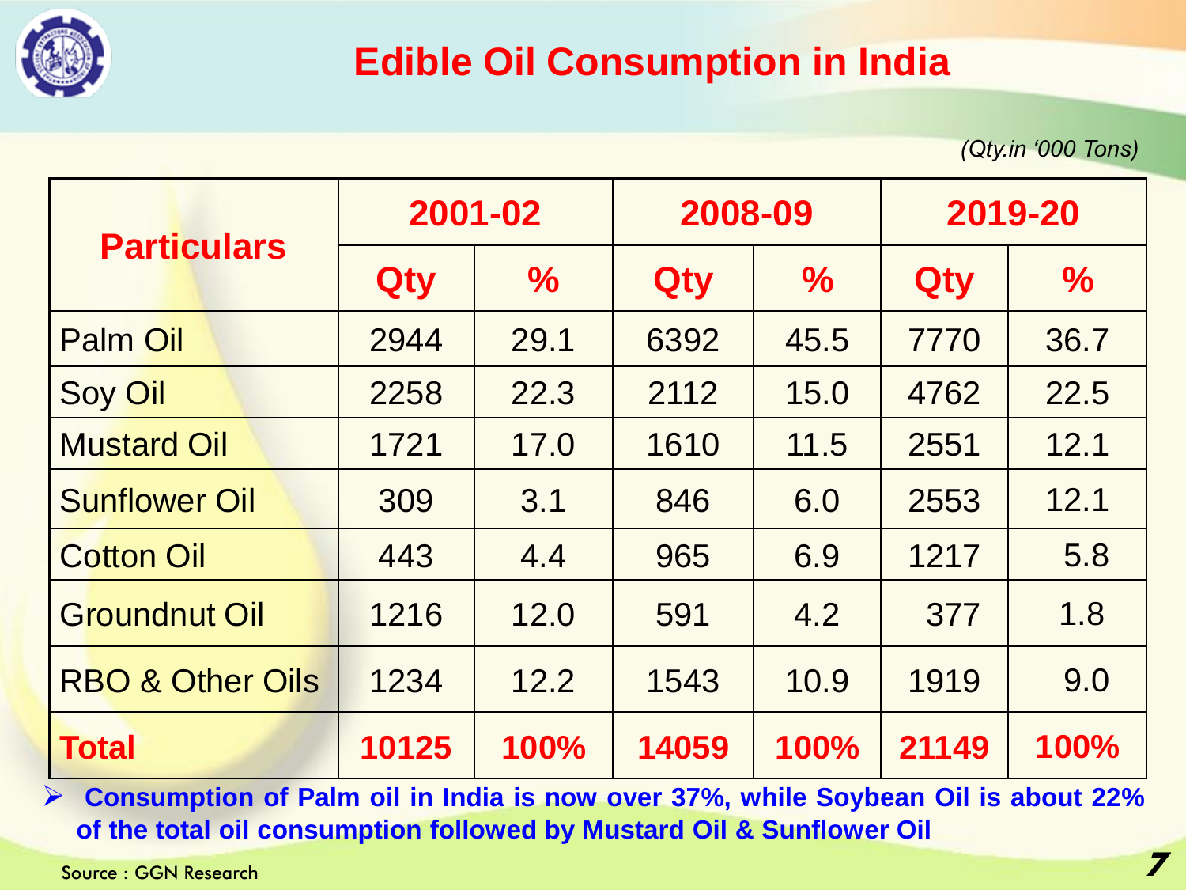# Edible Oil Consumption in India

*(Qty.in '000 Tons)*

| Particulars | 2001-02 | | 2008-09 | | 2019-20 | |
|---|---|---|---|---|---|---|
| | Qty | % | Qty | % | Qty | % |
| Palm Oil | 2944 | 29.1 | 6392 | 45.5 | 7770 | 36.7 |
| Soy Oil | 2258 | 22.3 | 2112 | 15.0 | 4762 | 22.5 |
| Mustard Oil | 1721 | 17.0 | 1610 | 11.5 | 2551 | 12.1 |
| Sunflower Oil | 309 | 3.1 | 846 | 6.0 | 2553 | 12.1 |
| Cotton Oil | 443 | 4.4 | 965 | 6.9 | 1217 | 5.8 |
| Groundnut Oil | 1216 | 12.0 | 591 | 4.2 | 377 | 1.8 |
| RBO & Other Oils | 1234 | 12.2 | 1543 | 10.9 | 1919 | 9.0 |
| **Total** | **10125** | **100%** | **14059** | **100%** | **21149** | **100%** |

- **Consumption of Palm oil in India is now over 37%, while Soybean Oil is about 22% of the total oil consumption followed by Mustard Oil & Sunflower Oil**

Source : GGN Research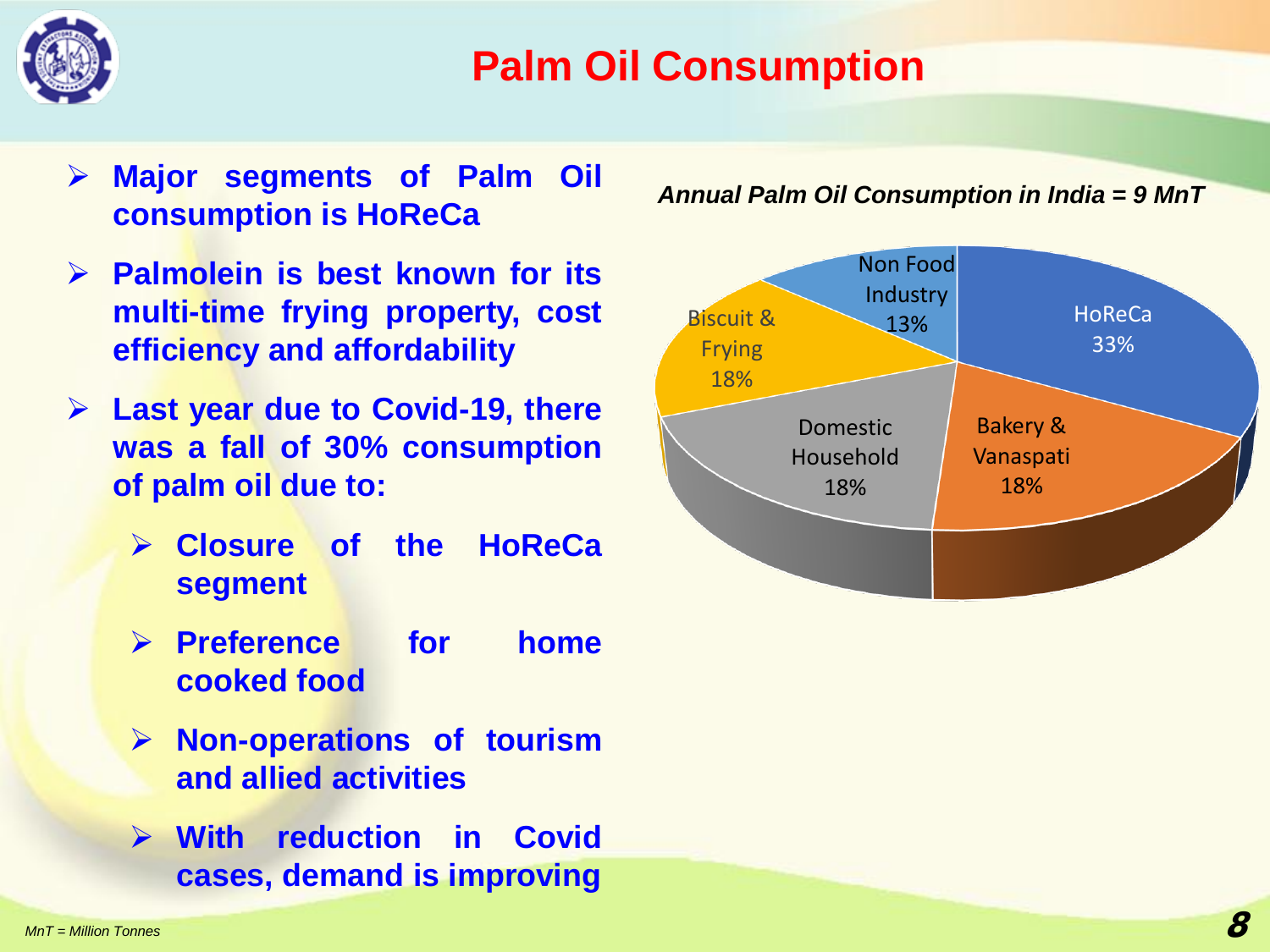# Palm Oil Consumption

- **Major segments of Palm Oil consumption is HoReCa**
- **Palmolein is best known for its multi-time frying property, cost efficiency and affordability**
- **Last year due to Covid-19, there was a fall of 30% consumption of palm oil due to:**
  - **Closure of the HoReCa segment**
  - **Preference for home cooked food**
  - **Non-operations of tourism and allied activities**
  - **With reduction in Covid cases, demand is improving**

***Annual Palm Oil Consumption in India = 9 MnT***

| Segment | Share |
|---|---|
| HoReCa | 33% |
| Bakery & Vanaspati | 18% |
| Domestic Household | 18% |
| Biscuit & Frying | 18% |
| Non Food Industry | 13% |

*MnT = Million Tonnes*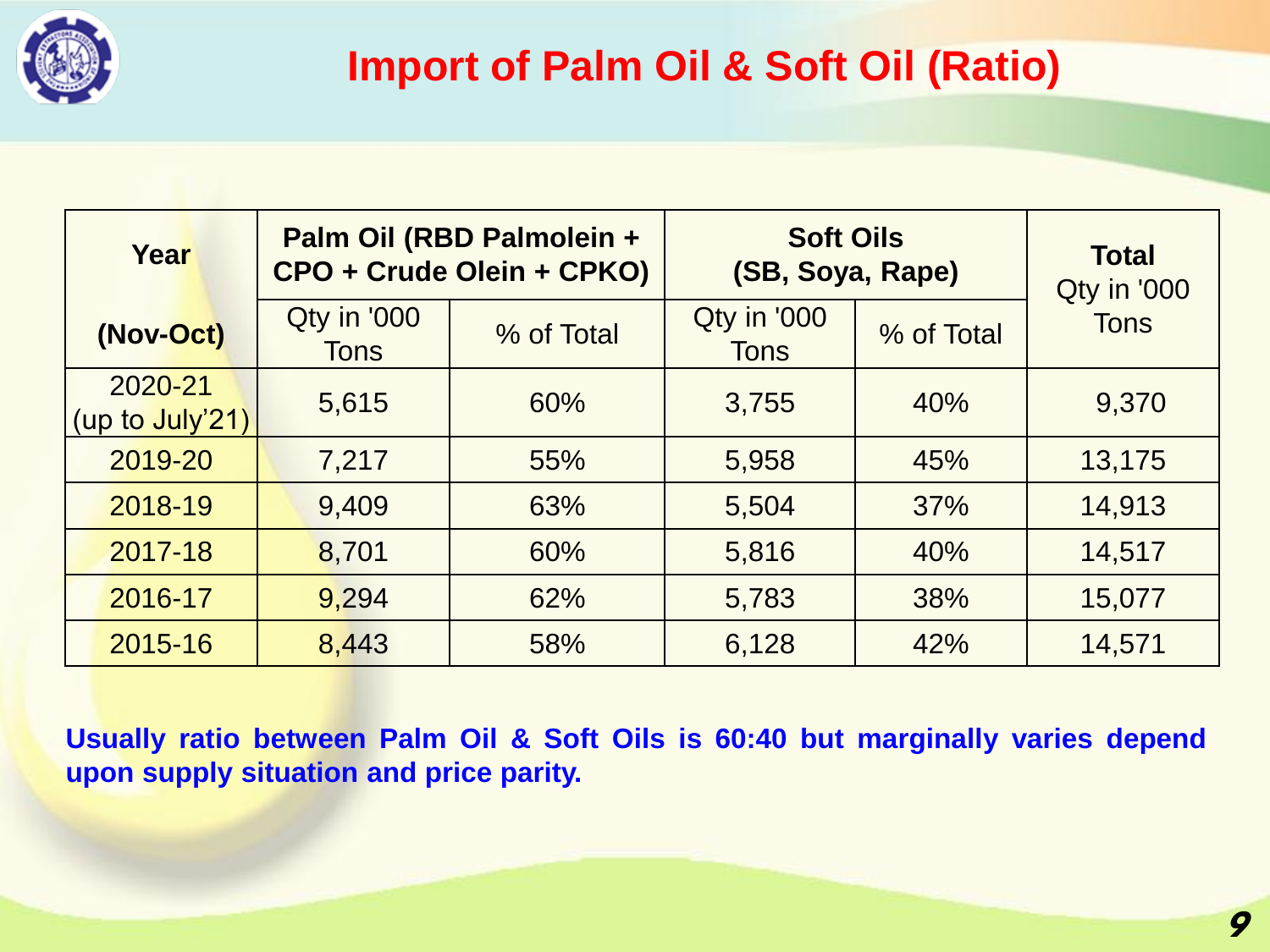# Import of Palm Oil & Soft Oil (Ratio)

| Year (Nov-Oct) | Palm Oil (RBD Palmolein + CPO + Crude Olein + CPKO) | | Soft Oils (SB, Soya, Rape) | | Total Qty in '000 Tons |
|---|---|---|---|---|---|
| | Qty in '000 Tons | % of Total | Qty in '000 Tons | % of Total | |
| 2020-21 (up to July'21) | 5,615 | 60% | 3,755 | 40% | 9,370 |
| 2019-20 | 7,217 | 55% | 5,958 | 45% | 13,175 |
| 2018-19 | 9,409 | 63% | 5,504 | 37% | 14,913 |
| 2017-18 | 8,701 | 60% | 5,816 | 40% | 14,517 |
| 2016-17 | 9,294 | 62% | 5,783 | 38% | 15,077 |
| 2015-16 | 8,443 | 58% | 6,128 | 42% | 14,571 |

**Usually ratio between Palm Oil & Soft Oils is 60:40 but marginally varies depend upon supply situation and price parity.**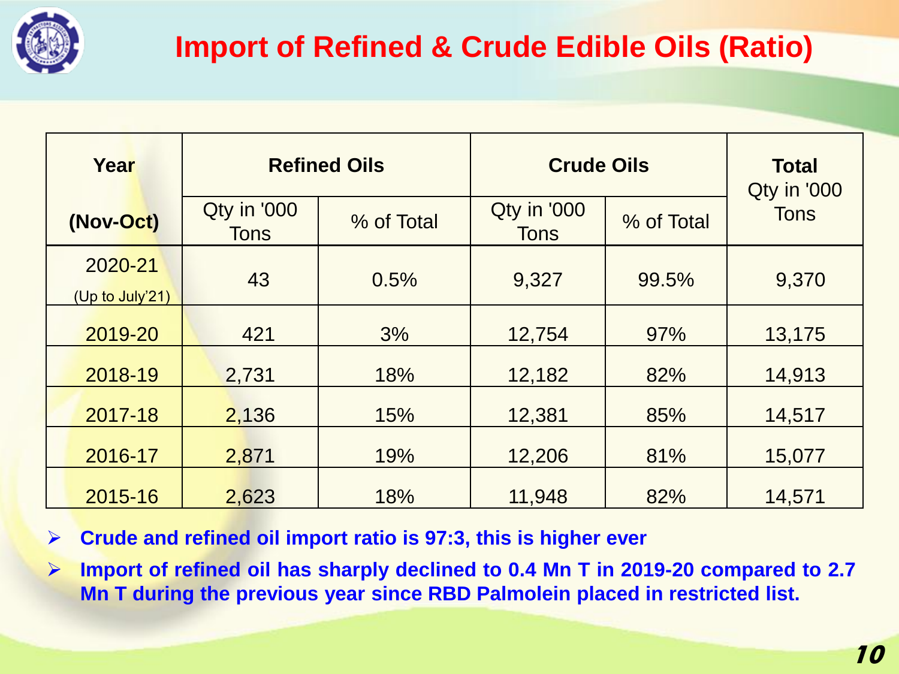# Import of Refined & Crude Edible Oils (Ratio)

| Year (Nov-Oct) | Refined Oils | | Crude Oils | | Total Qty in '000 Tons |
|---|---|---|---|---|---|
| | Qty in '000 Tons | % of Total | Qty in '000 Tons | % of Total | |
| 2020-21 (Up to July'21) | 43 | 0.5% | 9,327 | 99.5% | 9,370 |
| 2019-20 | 421 | 3% | 12,754 | 97% | 13,175 |
| 2018-19 | 2,731 | 18% | 12,182 | 82% | 14,913 |
| 2017-18 | 2,136 | 15% | 12,381 | 85% | 14,517 |
| 2016-17 | 2,871 | 19% | 12,206 | 81% | 15,077 |
| 2015-16 | 2,623 | 18% | 11,948 | 82% | 14,571 |

- **Crude and refined oil import ratio is 97:3, this is higher ever**
- **Import of refined oil has sharply declined to 0.4 Mn T in 2019-20 compared to 2.7 Mn T during the previous year since RBD Palmolein placed in restricted list.**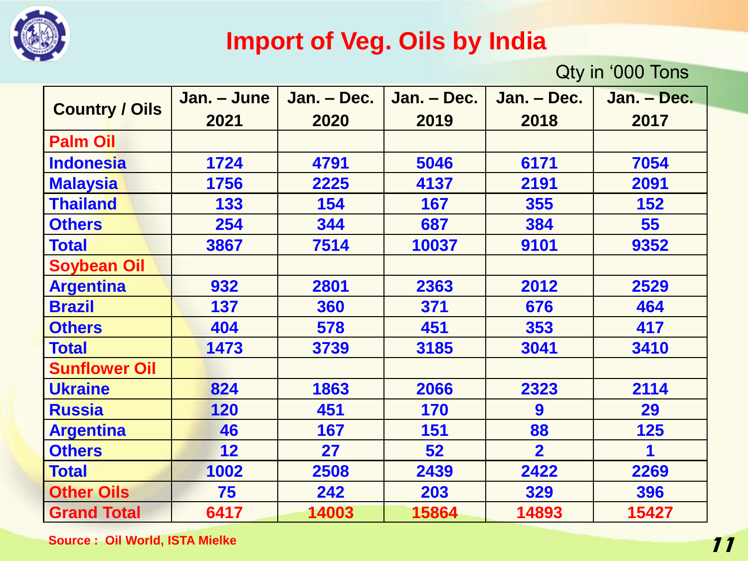# Import of Veg. Oils by India

Qty in '000 Tons

| Country / Oils | Jan. – June 2021 | Jan. – Dec. 2020 | Jan. – Dec. 2019 | Jan. – Dec. 2018 | Jan. – Dec. 2017 |
|---|---|---|---|---|---|
| **Palm Oil** | | | | | |
| Indonesia | 1724 | 4791 | 5046 | 6171 | 7054 |
| Malaysia | 1756 | 2225 | 4137 | 2191 | 2091 |
| Thailand | 133 | 154 | 167 | 355 | 152 |
| Others | 254 | 344 | 687 | 384 | 55 |
| Total | 3867 | 7514 | 10037 | 9101 | 9352 |
| **Soybean Oil** | | | | | |
| Argentina | 932 | 2801 | 2363 | 2012 | 2529 |
| Brazil | 137 | 360 | 371 | 676 | 464 |
| Others | 404 | 578 | 451 | 353 | 417 |
| Total | 1473 | 3739 | 3185 | 3041 | 3410 |
| **Sunflower Oil** | | | | | |
| Ukraine | 824 | 1863 | 2066 | 2323 | 2114 |
| Russia | 120 | 451 | 170 | 9 | 29 |
| Argentina | 46 | 167 | 151 | 88 | 125 |
| Others | 12 | 27 | 52 | 2 | 1 |
| Total | 1002 | 2508 | 2439 | 2422 | 2269 |
| **Other Oils** | 75 | 242 | 203 | 329 | 396 |
| **Grand Total** | 6417 | 14003 | 15864 | 14893 | 15427 |

Source : Oil World, ISTA Mielke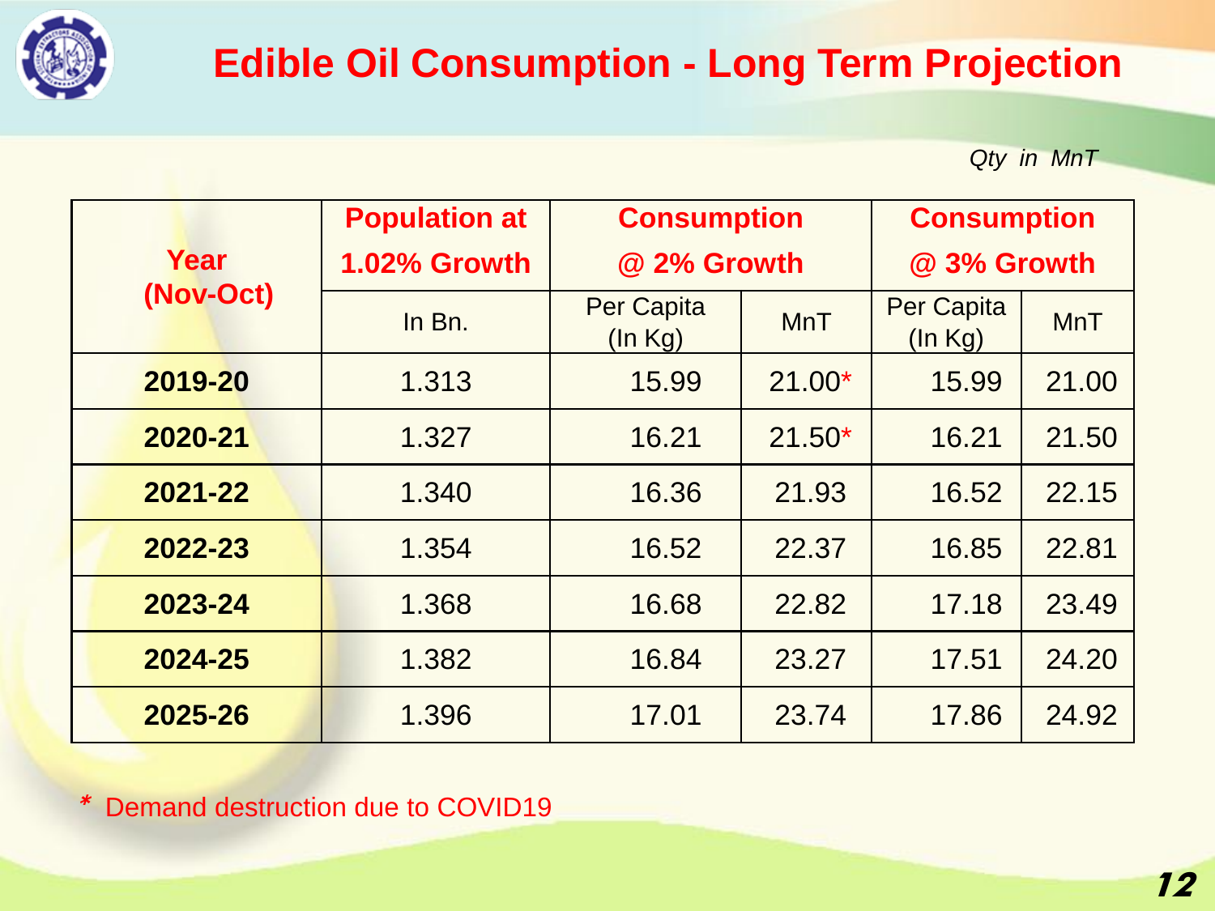# Edible Oil Consumption - Long Term Projection

*Qty in MnT*

| Year (Nov-Oct) | Population at 1.02% Growth | Consumption @ 2% Growth | | Consumption @ 3% Growth | |
|---|---|---|---|---|---|
| | In Bn. | Per Capita (In Kg) | MnT | Per Capita (In Kg) | MnT |
| **2019-20** | 1.313 | 15.99 | 21.00* | 15.99 | 21.00 |
| **2020-21** | 1.327 | 16.21 | 21.50* | 16.21 | 21.50 |
| **2021-22** | 1.340 | 16.36 | 21.93 | 16.52 | 22.15 |
| **2022-23** | 1.354 | 16.52 | 22.37 | 16.85 | 22.81 |
| **2023-24** | 1.368 | 16.68 | 22.82 | 17.18 | 23.49 |
| **2024-25** | 1.382 | 16.84 | 23.27 | 17.51 | 24.20 |
| **2025-26** | 1.396 | 17.01 | 23.74 | 17.86 | 24.92 |

\* Demand destruction due to COVID19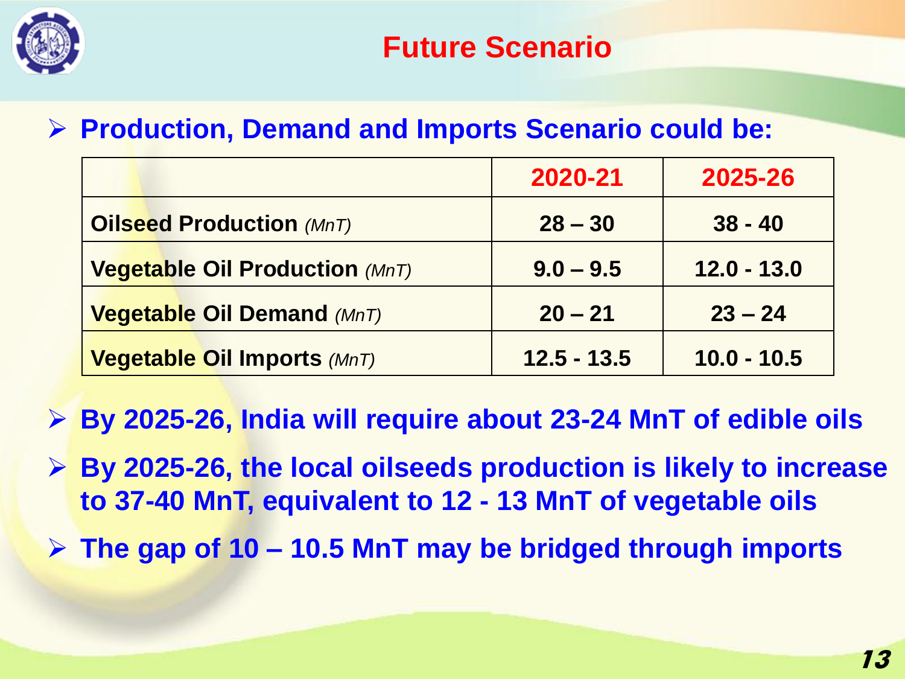# Future Scenario

- **Production, Demand and Imports Scenario could be:**

| | 2020-21 | 2025-26 |
|---|---|---|
| **Oilseed Production** *(MnT)* | **28 – 30** | **38 - 40** |
| **Vegetable Oil Production** *(MnT)* | **9.0 – 9.5** | **12.0 - 13.0** |
| **Vegetable Oil Demand** *(MnT)* | **20 – 21** | **23 – 24** |
| **Vegetable Oil Imports** *(MnT)* | **12.5 - 13.5** | **10.0 - 10.5** |

- **By 2025-26, India will require about 23-24 MnT of edible oils**
- **By 2025-26, the local oilseeds production is likely to increase to 37-40 MnT, equivalent to 12 - 13 MnT of vegetable oils**
- **The gap of 10 – 10.5 MnT may be bridged through imports**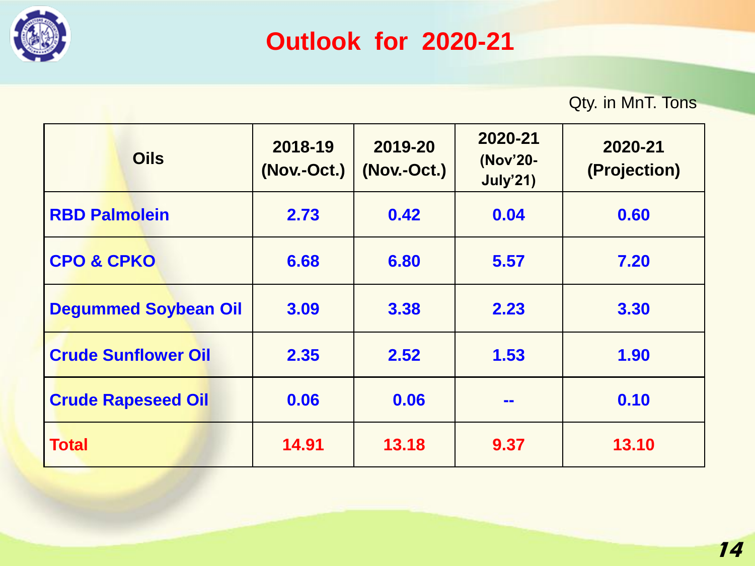# Outlook for 2020-21

Qty. in MnT. Tons

| Oils | 2018-19 (Nov.-Oct.) | 2019-20 (Nov.-Oct.) | 2020-21 (Nov'20-July'21) | 2020-21 (Projection) |
|---|---|---|---|---|
| **RBD Palmolein** | 2.73 | 0.42 | 0.04 | 0.60 |
| **CPO & CPKO** | 6.68 | 6.80 | 5.57 | 7.20 |
| **Degummed Soybean Oil** | 3.09 | 3.38 | 2.23 | 3.30 |
| **Crude Sunflower Oil** | 2.35 | 2.52 | 1.53 | 1.90 |
| **Crude Rapeseed Oil** | 0.06 | 0.06 | -- | 0.10 |
| **Total** | 14.91 | 13.18 | 9.37 | 13.10 |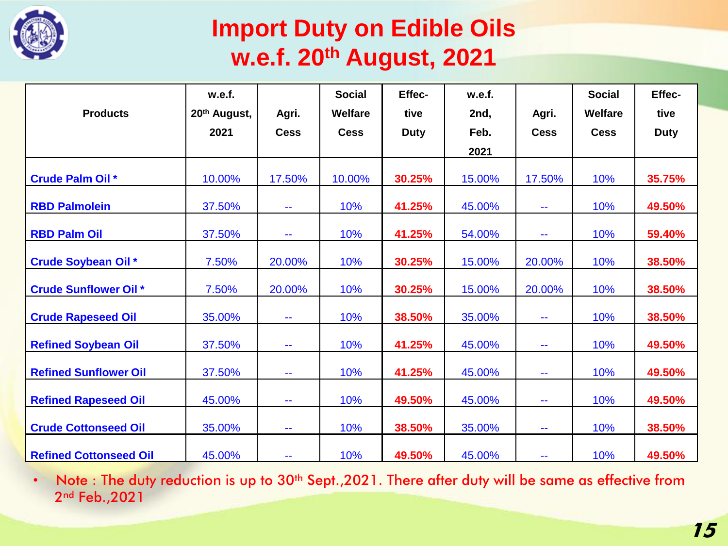# Import Duty on Edible Oils w.e.f. 20th August, 2021

| Products | w.e.f. 20th August, 2021 | Agri. Cess | Social Welfare Cess | Effective Duty | w.e.f. 2nd, Feb. 2021 | Agri. Cess | Social Welfare Cess | Effective Duty |
|---|---|---|---|---|---|---|---|---|
| **Crude Palm Oil *** | 10.00% | 17.50% | 10.00% | **30.25%** | 15.00% | 17.50% | 10% | **35.75%** |
| **RBD Palmolein** | 37.50% | -- | 10% | **41.25%** | 45.00% | -- | 10% | **49.50%** |
| **RBD Palm Oil** | 37.50% | -- | 10% | **41.25%** | 54.00% | -- | 10% | **59.40%** |
| **Crude Soybean Oil *** | 7.50% | 20.00% | 10% | **30.25%** | 15.00% | 20.00% | 10% | **38.50%** |
| **Crude Sunflower Oil *** | 7.50% | 20.00% | 10% | **30.25%** | 15.00% | 20.00% | 10% | **38.50%** |
| **Crude Rapeseed Oil** | 35.00% | -- | 10% | **38.50%** | 35.00% | -- | 10% | **38.50%** |
| **Refined Soybean Oil** | 37.50% | -- | 10% | **41.25%** | 45.00% | -- | 10% | **49.50%** |
| **Refined Sunflower Oil** | 37.50% | -- | 10% | **41.25%** | 45.00% | -- | 10% | **49.50%** |
| **Refined Rapeseed Oil** | 45.00% | -- | 10% | **49.50%** | 45.00% | -- | 10% | **49.50%** |
| **Crude Cottonseed Oil** | 35.00% | -- | 10% | **38.50%** | 35.00% | -- | 10% | **38.50%** |
| **Refined Cottonseed Oil** | 45.00% | -- | 10% | **49.50%** | 45.00% | -- | 10% | **49.50%** |

- Note : The duty reduction is up to 30th Sept.,2021. There after duty will be same as effective from 2nd Feb.,2021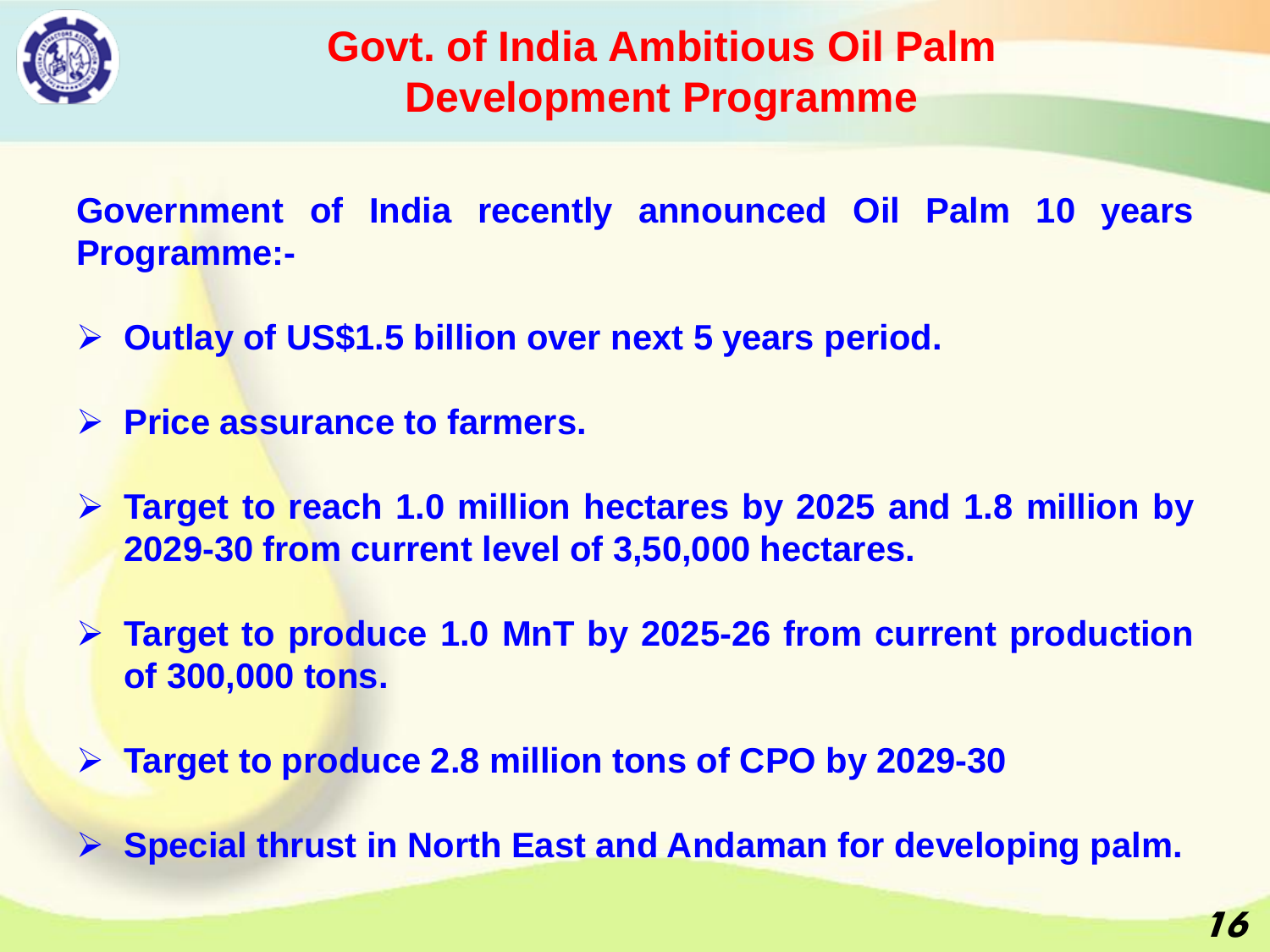# Govt. of India Ambitious Oil Palm Development Programme

**Government of India recently announced Oil Palm 10 years Programme:-**

- **Outlay of US$1.5 billion over next 5 years period.**
- **Price assurance to farmers.**
- **Target to reach 1.0 million hectares by 2025 and 1.8 million by 2029-30 from current level of 3,50,000 hectares.**
- **Target to produce 1.0 MnT by 2025-26 from current production of 300,000 tons.**
- **Target to produce 2.8 million tons of CPO by 2029-30**
- **Special thrust in North East and Andaman for developing palm.**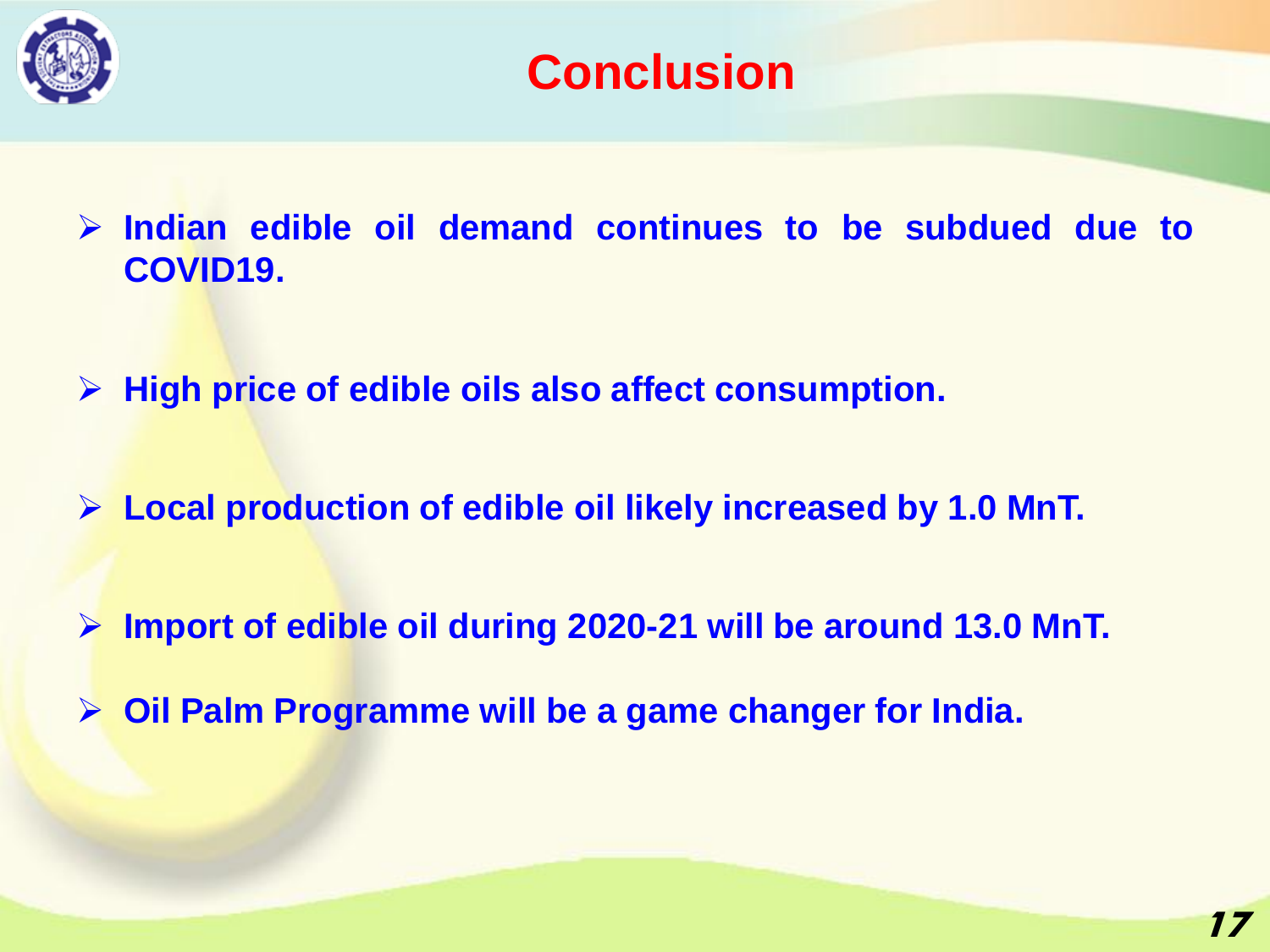# Conclusion

- Indian edible oil demand continues to be subdued due to COVID19.
- High price of edible oils also affect consumption.
- Local production of edible oil likely increased by 1.0 MnT.
- Import of edible oil during 2020-21 will be around 13.0 MnT.
- Oil Palm Programme will be a game changer for India.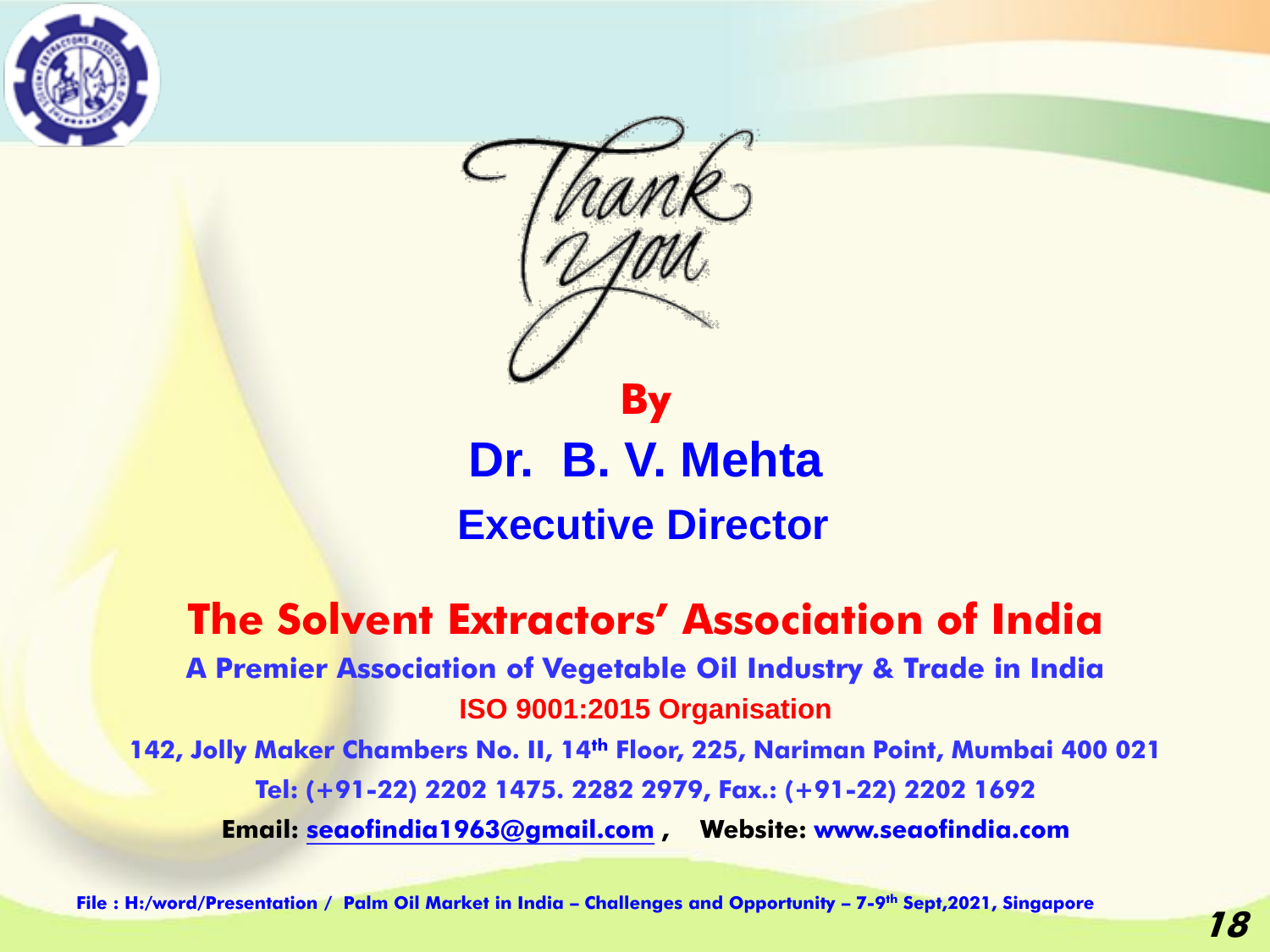Thank you

**By**

# Dr. B. V. Mehta

## Executive Director

## The Solvent Extractors' Association of India

**A Premier Association of Vegetable Oil Industry & Trade in India**

**ISO 9001:2015 Organisation**

**142, Jolly Maker Chambers No. II, 14th Floor, 225, Nariman Point, Mumbai 400 021**

**Tel: (+91-22) 2202 1475. 2282 2979, Fax.: (+91-22) 2202 1692**

**Email: seaofindia1963@gmail.com , Website: www.seaofindia.com**

File : H:/word/Presentation / Palm Oil Market in India – Challenges and Opportunity – 7-9th Sept,2021, Singapore